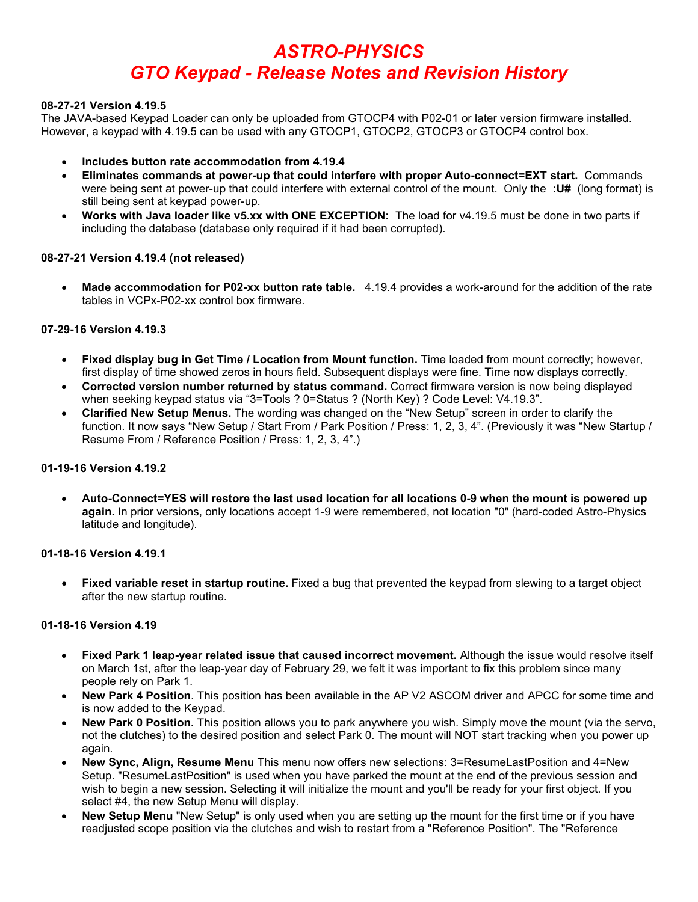# *ASTRO-PHYSICS*
# *GTO Keypad - Release Notes and Revision History*

**08-27-21 Version 4.19.5**

The JAVA-based Keypad Loader can only be uploaded from GTOCP4 with P02-01 or later version firmware installed. However, a keypad with 4.19.5 can be used with any GTOCP1, GTOCP2, GTOCP3 or GTOCP4 control box.

- **Includes button rate accommodation from 4.19.4**
- **Eliminates commands at power-up that could interfere with proper Auto-connect=EXT start.** Commands were being sent at power-up that could interfere with external control of the mount. Only the **:U#** (long format) is still being sent at keypad power-up.
- **Works with Java loader like v5.xx with ONE EXCEPTION:** The load for v4.19.5 must be done in two parts if including the database (database only required if it had been corrupted).

**08-27-21 Version 4.19.4 (not released)**

- **Made accommodation for P02-xx button rate table.** 4.19.4 provides a work-around for the addition of the rate tables in VCPx-P02-xx control box firmware.

**07-29-16 Version 4.19.3**

- **Fixed display bug in Get Time / Location from Mount function.** Time loaded from mount correctly; however, first display of time showed zeros in hours field. Subsequent displays were fine. Time now displays correctly.
- **Corrected version number returned by status command.** Correct firmware version is now being displayed when seeking keypad status via "3=Tools ? 0=Status ? (North Key) ? Code Level: V4.19.3".
- **Clarified New Setup Menus.** The wording was changed on the "New Setup" screen in order to clarify the function. It now says "New Setup / Start From / Park Position / Press: 1, 2, 3, 4". (Previously it was "New Startup / Resume From / Reference Position / Press: 1, 2, 3, 4".)

**01-19-16 Version 4.19.2**

- **Auto-Connect=YES will restore the last used location for all locations 0-9 when the mount is powered up again.** In prior versions, only locations accept 1-9 were remembered, not location "0" (hard-coded Astro-Physics latitude and longitude).

**01-18-16 Version 4.19.1**

- **Fixed variable reset in startup routine.** Fixed a bug that prevented the keypad from slewing to a target object after the new startup routine.

**01-18-16 Version 4.19**

- **Fixed Park 1 leap-year related issue that caused incorrect movement.** Although the issue would resolve itself on March 1st, after the leap-year day of February 29, we felt it was important to fix this problem since many people rely on Park 1.
- **New Park 4 Position**. This position has been available in the AP V2 ASCOM driver and APCC for some time and is now added to the Keypad.
- **New Park 0 Position.** This position allows you to park anywhere you wish. Simply move the mount (via the servo, not the clutches) to the desired position and select Park 0. The mount will NOT start tracking when you power up again.
- **New Sync, Align, Resume Menu** This menu now offers new selections: 3=ResumeLastPosition and 4=New Setup. "ResumeLastPosition" is used when you have parked the mount at the end of the previous session and wish to begin a new session. Selecting it will initialize the mount and you'll be ready for your first object. If you select #4, the new Setup Menu will display.
- **New Setup Menu** "New Setup" is only used when you are setting up the mount for the first time or if you have readjusted scope position via the clutches and wish to restart from a "Reference Position". The "Reference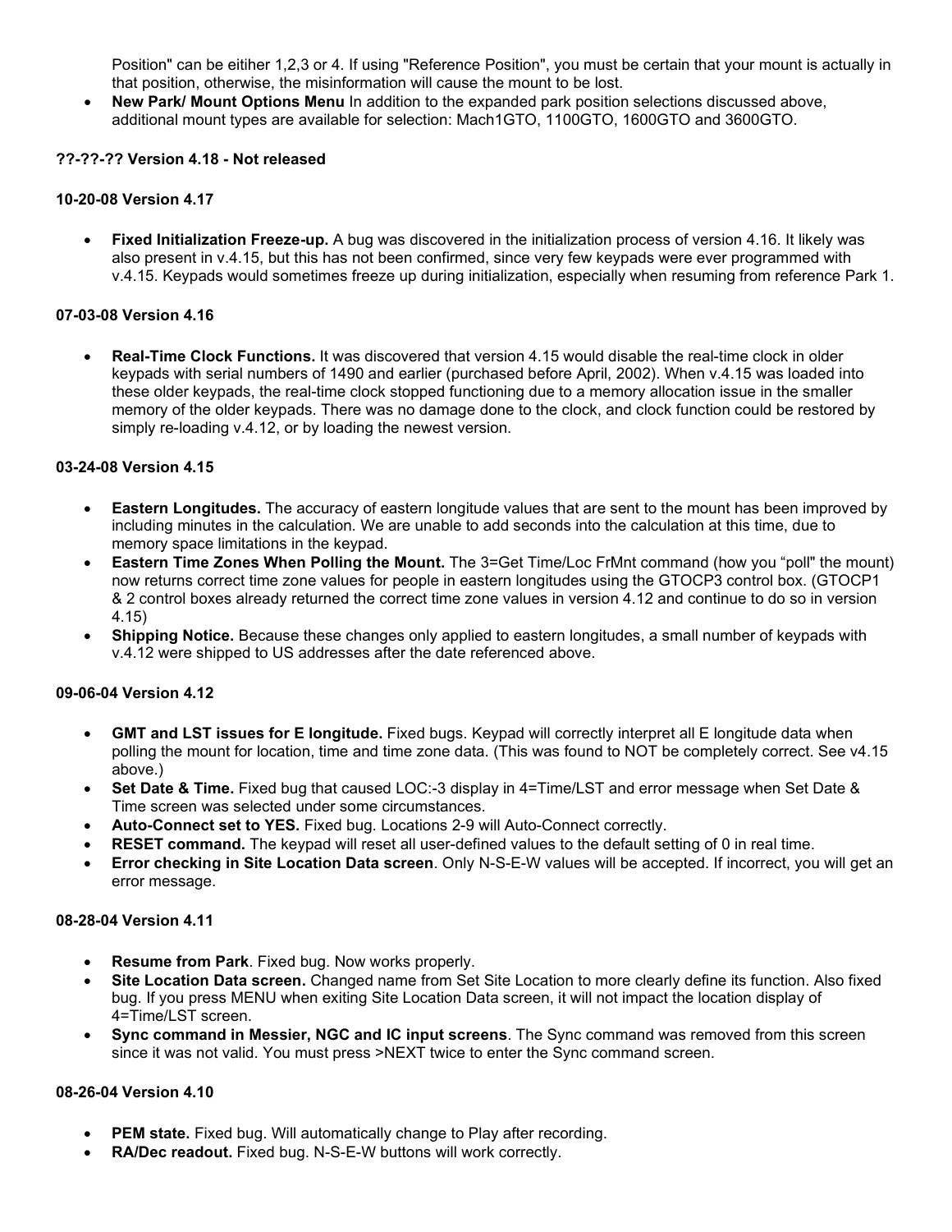Position" can be eitiher 1,2,3 or 4. If using "Reference Position", you must be certain that your mount is actually in that position, otherwise, the misinformation will cause the mount to be lost.

- **New Park/ Mount Options Menu** In addition to the expanded park position selections discussed above, additional mount types are available for selection: Mach1GTO, 1100GTO, 1600GTO and 3600GTO.

**??-??-?? Version 4.18 - Not released**

**10-20-08 Version 4.17**

- **Fixed Initialization Freeze-up.** A bug was discovered in the initialization process of version 4.16. It likely was also present in v.4.15, but this has not been confirmed, since very few keypads were ever programmed with v.4.15. Keypads would sometimes freeze up during initialization, especially when resuming from reference Park 1.

**07-03-08 Version 4.16**

- **Real-Time Clock Functions.** It was discovered that version 4.15 would disable the real-time clock in older keypads with serial numbers of 1490 and earlier (purchased before April, 2002). When v.4.15 was loaded into these older keypads, the real-time clock stopped functioning due to a memory allocation issue in the smaller memory of the older keypads. There was no damage done to the clock, and clock function could be restored by simply re-loading v.4.12, or by loading the newest version.

**03-24-08 Version 4.15**

- **Eastern Longitudes.** The accuracy of eastern longitude values that are sent to the mount has been improved by including minutes in the calculation. We are unable to add seconds into the calculation at this time, due to memory space limitations in the keypad.
- **Eastern Time Zones When Polling the Mount.** The 3=Get Time/Loc FrMnt command (how you “poll" the mount) now returns correct time zone values for people in eastern longitudes using the GTOCP3 control box. (GTOCP1 & 2 control boxes already returned the correct time zone values in version 4.12 and continue to do so in version 4.15)
- **Shipping Notice.** Because these changes only applied to eastern longitudes, a small number of keypads with v.4.12 were shipped to US addresses after the date referenced above.

**09-06-04 Version 4.12**

- **GMT and LST issues for E longitude.** Fixed bugs. Keypad will correctly interpret all E longitude data when polling the mount for location, time and time zone data. (This was found to NOT be completely correct. See v4.15 above.)
- **Set Date & Time.** Fixed bug that caused LOC:-3 display in 4=Time/LST and error message when Set Date & Time screen was selected under some circumstances.
- **Auto-Connect set to YES.** Fixed bug. Locations 2-9 will Auto-Connect correctly.
- **RESET command.** The keypad will reset all user-defined values to the default setting of 0 in real time.
- **Error checking in Site Location Data screen**. Only N-S-E-W values will be accepted. If incorrect, you will get an error message.

**08-28-04 Version 4.11**

- **Resume from Park**. Fixed bug. Now works properly.
- **Site Location Data screen.** Changed name from Set Site Location to more clearly define its function. Also fixed bug. If you press MENU when exiting Site Location Data screen, it will not impact the location display of 4=Time/LST screen.
- **Sync command in Messier, NGC and IC input screens**. The Sync command was removed from this screen since it was not valid. You must press >NEXT twice to enter the Sync command screen.

**08-26-04 Version 4.10**

- **PEM state.** Fixed bug. Will automatically change to Play after recording.
- **RA/Dec readout.** Fixed bug. N-S-E-W buttons will work correctly.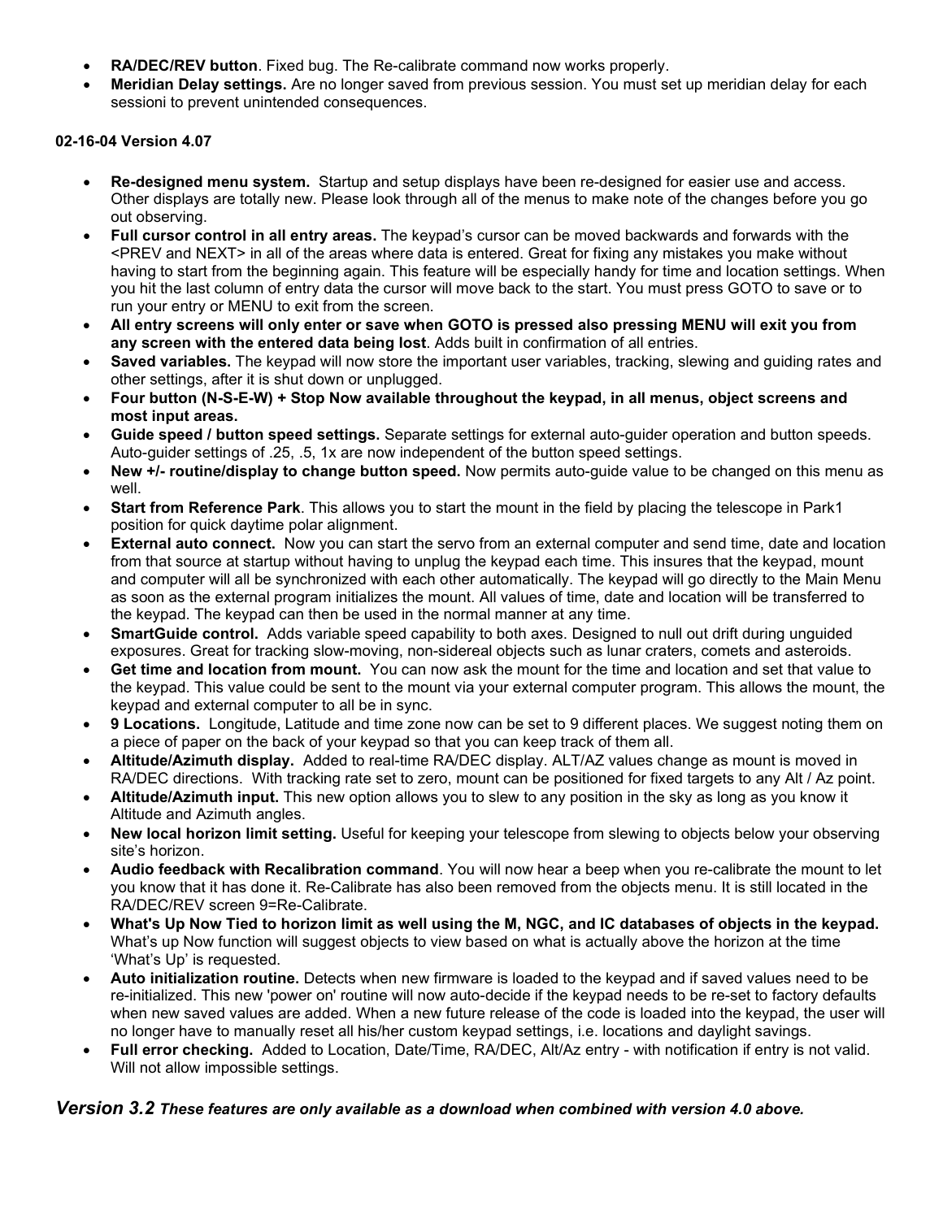- **RA/DEC/REV button**. Fixed bug. The Re-calibrate command now works properly.
- **Meridian Delay settings.** Are no longer saved from previous session. You must set up meridian delay for each sessioni to prevent unintended consequences.

**02-16-04 Version 4.07**

- **Re-designed menu system.** Startup and setup displays have been re-designed for easier use and access. Other displays are totally new. Please look through all of the menus to make note of the changes before you go out observing.
- **Full cursor control in all entry areas.** The keypad's cursor can be moved backwards and forwards with the <PREV and NEXT> in all of the areas where data is entered. Great for fixing any mistakes you make without having to start from the beginning again. This feature will be especially handy for time and location settings. When you hit the last column of entry data the cursor will move back to the start. You must press GOTO to save or to run your entry or MENU to exit from the screen.
- **All entry screens will only enter or save when GOTO is pressed also pressing MENU will exit you from any screen with the entered data being lost**. Adds built in confirmation of all entries.
- **Saved variables.** The keypad will now store the important user variables, tracking, slewing and guiding rates and other settings, after it is shut down or unplugged.
- **Four button (N-S-E-W) + Stop Now available throughout the keypad, in all menus, object screens and most input areas.**
- **Guide speed / button speed settings.** Separate settings for external auto-guider operation and button speeds. Auto-guider settings of .25, .5, 1x are now independent of the button speed settings.
- **New +/- routine/display to change button speed.** Now permits auto-guide value to be changed on this menu as well.
- **Start from Reference Park**. This allows you to start the mount in the field by placing the telescope in Park1 position for quick daytime polar alignment.
- **External auto connect.** Now you can start the servo from an external computer and send time, date and location from that source at startup without having to unplug the keypad each time. This insures that the keypad, mount and computer will all be synchronized with each other automatically. The keypad will go directly to the Main Menu as soon as the external program initializes the mount. All values of time, date and location will be transferred to the keypad. The keypad can then be used in the normal manner at any time.
- **SmartGuide control.** Adds variable speed capability to both axes. Designed to null out drift during unguided exposures. Great for tracking slow-moving, non-sidereal objects such as lunar craters, comets and asteroids.
- **Get time and location from mount.** You can now ask the mount for the time and location and set that value to the keypad. This value could be sent to the mount via your external computer program. This allows the mount, the keypad and external computer to all be in sync.
- **9 Locations.** Longitude, Latitude and time zone now can be set to 9 different places. We suggest noting them on a piece of paper on the back of your keypad so that you can keep track of them all.
- **Altitude/Azimuth display.** Added to real-time RA/DEC display. ALT/AZ values change as mount is moved in RA/DEC directions. With tracking rate set to zero, mount can be positioned for fixed targets to any Alt / Az point.
- **Altitude/Azimuth input.** This new option allows you to slew to any position in the sky as long as you know it Altitude and Azimuth angles.
- **New local horizon limit setting.** Useful for keeping your telescope from slewing to objects below your observing site's horizon.
- **Audio feedback with Recalibration command**. You will now hear a beep when you re-calibrate the mount to let you know that it has done it. Re-Calibrate has also been removed from the objects menu. It is still located in the RA/DEC/REV screen 9=Re-Calibrate.
- **What's Up Now Tied to horizon limit as well using the M, NGC, and IC databases of objects in the keypad.** What's up Now function will suggest objects to view based on what is actually above the horizon at the time 'What's Up' is requested.
- **Auto initialization routine.** Detects when new firmware is loaded to the keypad and if saved values need to be re-initialized. This new 'power on' routine will now auto-decide if the keypad needs to be re-set to factory defaults when new saved values are added. When a new future release of the code is loaded into the keypad, the user will no longer have to manually reset all his/her custom keypad settings, i.e. locations and daylight savings.
- **Full error checking.** Added to Location, Date/Time, RA/DEC, Alt/Az entry - with notification if entry is not valid. Will not allow impossible settings.

***Version 3.2*** ***These features are only available as a download when combined with version 4.0 above.***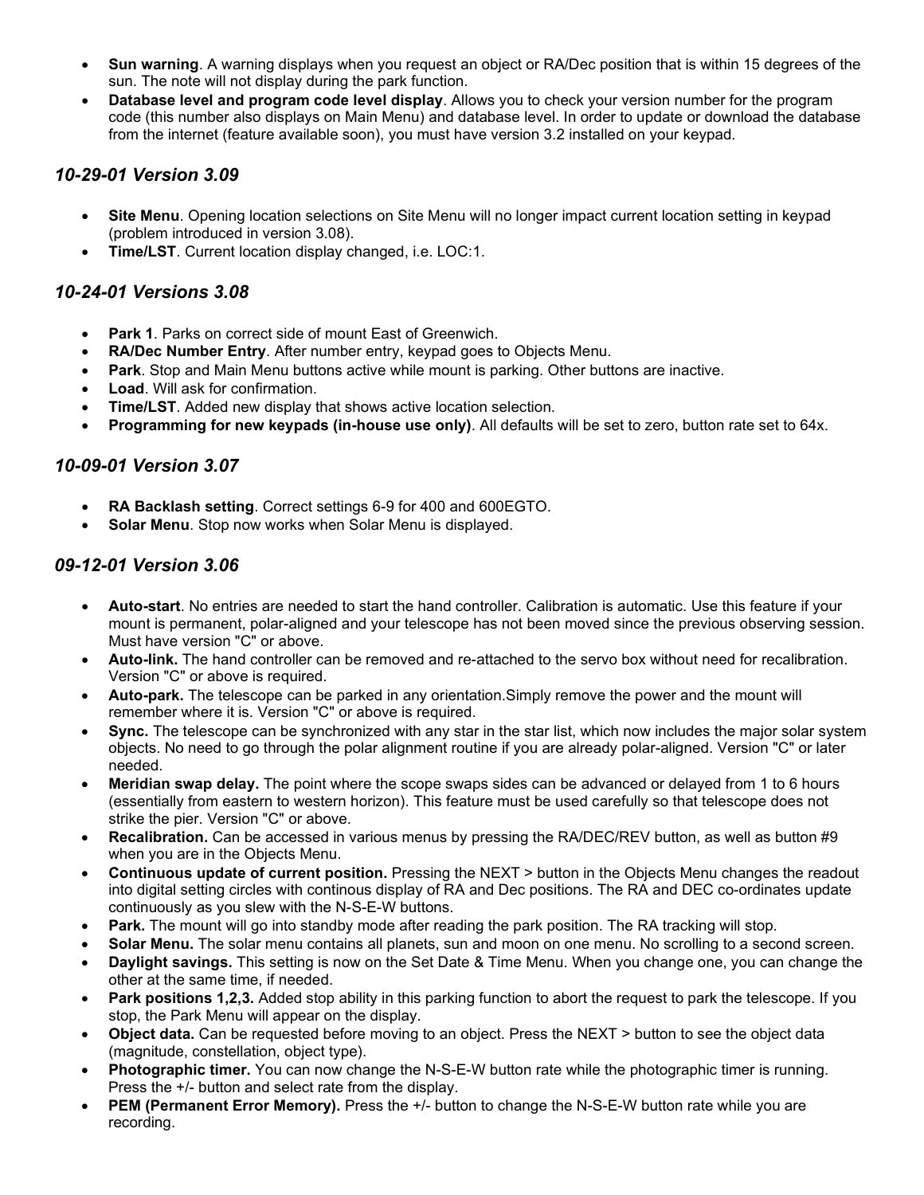- **Sun warning**. A warning displays when you request an object or RA/Dec position that is within 15 degrees of the sun. The note will not display during the park function.
- **Database level and program code level display**. Allows you to check your version number for the program code (this number also displays on Main Menu) and database level. In order to update or download the database from the internet (feature available soon), you must have version 3.2 installed on your keypad.

### *10-29-01 Version 3.09*

- **Site Menu**. Opening location selections on Site Menu will no longer impact current location setting in keypad (problem introduced in version 3.08).
- **Time/LST**. Current location display changed, i.e. LOC:1.

### *10-24-01 Versions 3.08*

- **Park 1**. Parks on correct side of mount East of Greenwich.
- **RA/Dec Number Entry**. After number entry, keypad goes to Objects Menu.
- **Park**. Stop and Main Menu buttons active while mount is parking. Other buttons are inactive.
- **Load**. Will ask for confirmation.
- **Time/LST**. Added new display that shows active location selection.
- **Programming for new keypads (in-house use only)**. All defaults will be set to zero, button rate set to 64x.

### *10-09-01 Version 3.07*

- **RA Backlash setting**. Correct settings 6-9 for 400 and 600EGTO.
- **Solar Menu**. Stop now works when Solar Menu is displayed.

### *09-12-01 Version 3.06*

- **Auto-start**. No entries are needed to start the hand controller. Calibration is automatic. Use this feature if your mount is permanent, polar-aligned and your telescope has not been moved since the previous observing session. Must have version "C" or above.
- **Auto-link.** The hand controller can be removed and re-attached to the servo box without need for recalibration. Version "C" or above is required.
- **Auto-park.** The telescope can be parked in any orientation.Simply remove the power and the mount will remember where it is. Version "C" or above is required.
- **Sync.** The telescope can be synchronized with any star in the star list, which now includes the major solar system objects. No need to go through the polar alignment routine if you are already polar-aligned. Version "C" or later needed.
- **Meridian swap delay.** The point where the scope swaps sides can be advanced or delayed from 1 to 6 hours (essentially from eastern to western horizon). This feature must be used carefully so that telescope does not strike the pier. Version "C" or above.
- **Recalibration.** Can be accessed in various menus by pressing the RA/DEC/REV button, as well as button #9 when you are in the Objects Menu.
- **Continuous update of current position.** Pressing the NEXT > button in the Objects Menu changes the readout into digital setting circles with continous display of RA and Dec positions. The RA and DEC co-ordinates update continuously as you slew with the N-S-E-W buttons.
- **Park.** The mount will go into standby mode after reading the park position. The RA tracking will stop.
- **Solar Menu.** The solar menu contains all planets, sun and moon on one menu. No scrolling to a second screen.
- **Daylight savings.** This setting is now on the Set Date & Time Menu. When you change one, you can change the other at the same time, if needed.
- **Park positions 1,2,3.** Added stop ability in this parking function to abort the request to park the telescope. If you stop, the Park Menu will appear on the display.
- **Object data.** Can be requested before moving to an object. Press the NEXT > button to see the object data (magnitude, constellation, object type).
- **Photographic timer.** You can now change the N-S-E-W button rate while the photographic timer is running. Press the +/- button and select rate from the display.
- **PEM (Permanent Error Memory).** Press the +/- button to change the N-S-E-W button rate while you are recording.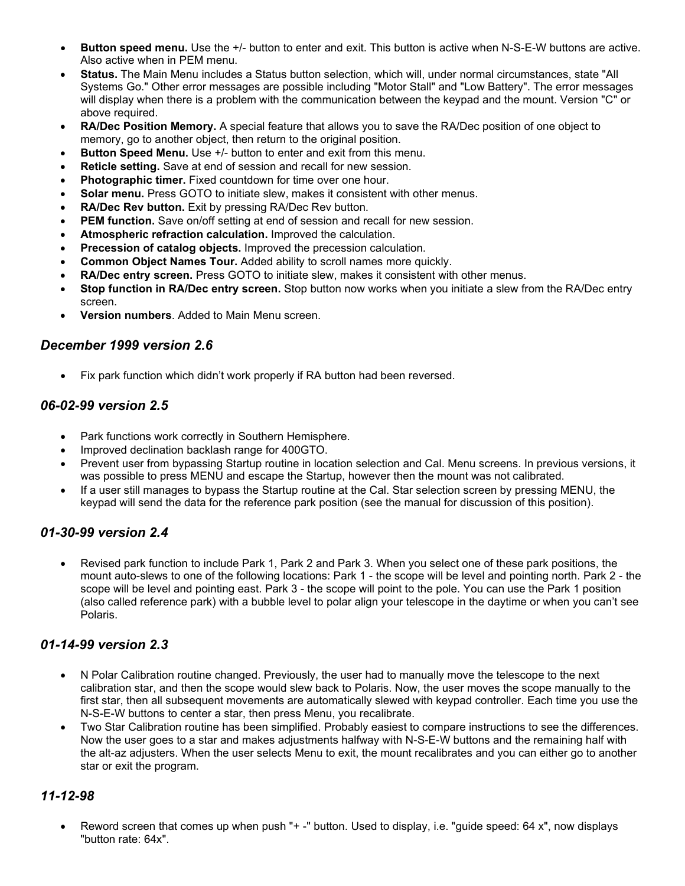- **Button speed menu.** Use the +/- button to enter and exit. This button is active when N-S-E-W buttons are active. Also active when in PEM menu.
- **Status.** The Main Menu includes a Status button selection, which will, under normal circumstances, state "All Systems Go." Other error messages are possible including "Motor Stall" and "Low Battery". The error messages will display when there is a problem with the communication between the keypad and the mount. Version "C" or above required.
- **RA/Dec Position Memory.** A special feature that allows you to save the RA/Dec position of one object to memory, go to another object, then return to the original position.
- **Button Speed Menu.** Use +/- button to enter and exit from this menu.
- **Reticle setting.** Save at end of session and recall for new session.
- **Photographic timer.** Fixed countdown for time over one hour.
- **Solar menu.** Press GOTO to initiate slew, makes it consistent with other menus.
- **RA/Dec Rev button.** Exit by pressing RA/Dec Rev button.
- **PEM function.** Save on/off setting at end of session and recall for new session.
- **Atmospheric refraction calculation.** Improved the calculation.
- **Precession of catalog objects.** Improved the precession calculation.
- **Common Object Names Tour.** Added ability to scroll names more quickly.
- **RA/Dec entry screen.** Press GOTO to initiate slew, makes it consistent with other menus.
- **Stop function in RA/Dec entry screen.** Stop button now works when you initiate a slew from the RA/Dec entry screen.
- **Version numbers**. Added to Main Menu screen.

### *December 1999 version 2.6*

- Fix park function which didn't work properly if RA button had been reversed.

### *06-02-99 version 2.5*

- Park functions work correctly in Southern Hemisphere.
- Improved declination backlash range for 400GTO.
- Prevent user from bypassing Startup routine in location selection and Cal. Menu screens. In previous versions, it was possible to press MENU and escape the Startup, however then the mount was not calibrated.
- If a user still manages to bypass the Startup routine at the Cal. Star selection screen by pressing MENU, the keypad will send the data for the reference park position (see the manual for discussion of this position).

### *01-30-99 version 2.4*

- Revised park function to include Park 1, Park 2 and Park 3. When you select one of these park positions, the mount auto-slews to one of the following locations: Park 1 - the scope will be level and pointing north. Park 2 - the scope will be level and pointing east. Park 3 - the scope will point to the pole. You can use the Park 1 position (also called reference park) with a bubble level to polar align your telescope in the daytime or when you can't see Polaris.

### *01-14-99 version 2.3*

- N Polar Calibration routine changed. Previously, the user had to manually move the telescope to the next calibration star, and then the scope would slew back to Polaris. Now, the user moves the scope manually to the first star, then all subsequent movements are automatically slewed with keypad controller. Each time you use the N-S-E-W buttons to center a star, then press Menu, you recalibrate.
- Two Star Calibration routine has been simplified. Probably easiest to compare instructions to see the differences. Now the user goes to a star and makes adjustments halfway with N-S-E-W buttons and the remaining half with the alt-az adjusters. When the user selects Menu to exit, the mount recalibrates and you can either go to another star or exit the program.

### *11-12-98*

- Reword screen that comes up when push "+ -" button. Used to display, i.e. "guide speed: 64 x", now displays "button rate: 64x".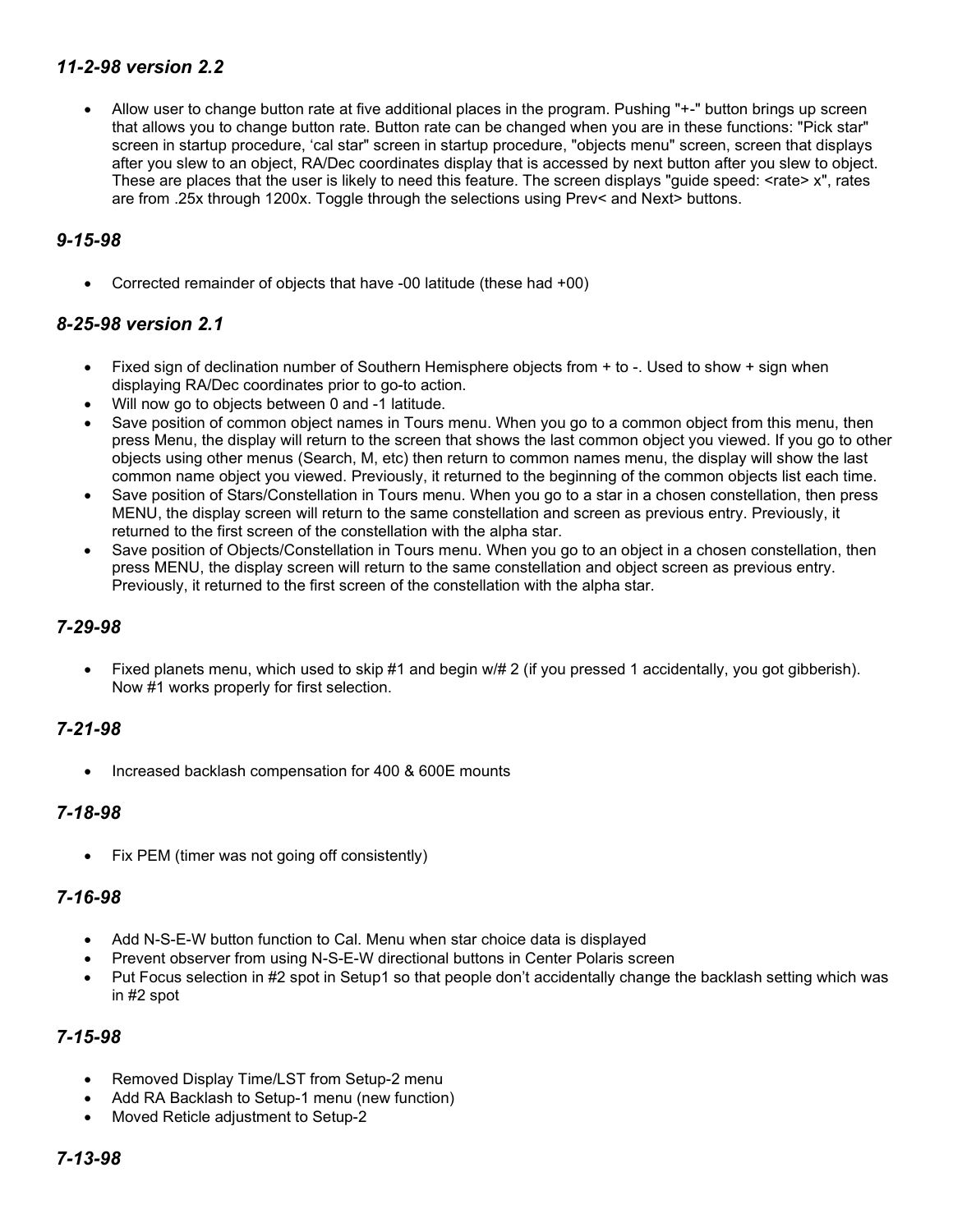### *11-2-98 version 2.2*

- Allow user to change button rate at five additional places in the program. Pushing "+-" button brings up screen that allows you to change button rate. Button rate can be changed when you are in these functions: "Pick star" screen in startup procedure, 'cal star" screen in startup procedure, "objects menu" screen, screen that displays after you slew to an object, RA/Dec coordinates display that is accessed by next button after you slew to object. These are places that the user is likely to need this feature. The screen displays "guide speed: <rate> x", rates are from .25x through 1200x. Toggle through the selections using Prev< and Next> buttons.

### *9-15-98*

- Corrected remainder of objects that have -00 latitude (these had +00)

### *8-25-98 version 2.1*

- Fixed sign of declination number of Southern Hemisphere objects from + to -. Used to show + sign when displaying RA/Dec coordinates prior to go-to action.
- Will now go to objects between 0 and -1 latitude.
- Save position of common object names in Tours menu. When you go to a common object from this menu, then press Menu, the display will return to the screen that shows the last common object you viewed. If you go to other objects using other menus (Search, M, etc) then return to common names menu, the display will show the last common name object you viewed. Previously, it returned to the beginning of the common objects list each time.
- Save position of Stars/Constellation in Tours menu. When you go to a star in a chosen constellation, then press MENU, the display screen will return to the same constellation and screen as previous entry. Previously, it returned to the first screen of the constellation with the alpha star.
- Save position of Objects/Constellation in Tours menu. When you go to an object in a chosen constellation, then press MENU, the display screen will return to the same constellation and object screen as previous entry. Previously, it returned to the first screen of the constellation with the alpha star.

### *7-29-98*

- Fixed planets menu, which used to skip #1 and begin w/# 2 (if you pressed 1 accidentally, you got gibberish). Now #1 works properly for first selection.

### *7-21-98*

- Increased backlash compensation for 400 & 600E mounts

### *7-18-98*

- Fix PEM (timer was not going off consistently)

### *7-16-98*

- Add N-S-E-W button function to Cal. Menu when star choice data is displayed
- Prevent observer from using N-S-E-W directional buttons in Center Polaris screen
- Put Focus selection in #2 spot in Setup1 so that people don't accidentally change the backlash setting which was in #2 spot

### *7-15-98*

- Removed Display Time/LST from Setup-2 menu
- Add RA Backlash to Setup-1 menu (new function)
- Moved Reticle adjustment to Setup-2

### *7-13-98*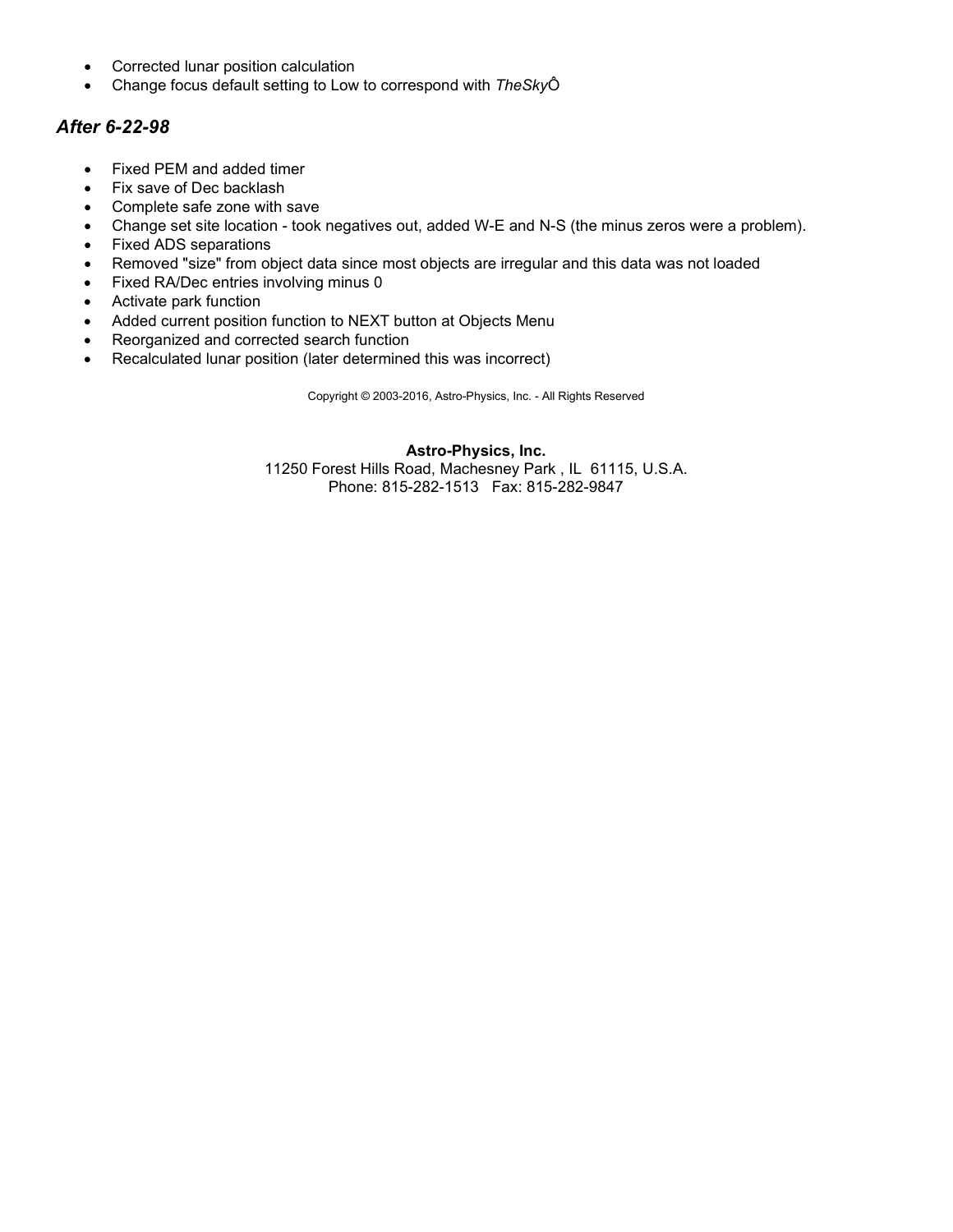- Corrected lunar position calculation
- Change focus default setting to Low to correspond with *TheSky*Ô

### *After 6-22-98*

- Fixed PEM and added timer
- Fix save of Dec backlash
- Complete safe zone with save
- Change set site location - took negatives out, added W-E and N-S (the minus zeros were a problem).
- Fixed ADS separations
- Removed "size" from object data since most objects are irregular and this data was not loaded
- Fixed RA/Dec entries involving minus 0
- Activate park function
- Added current position function to NEXT button at Objects Menu
- Reorganized and corrected search function
- Recalculated lunar position (later determined this was incorrect)

Copyright © 2003-2016, Astro-Physics, Inc. - All Rights Reserved

**Astro-Physics, Inc.**
11250 Forest Hills Road, Machesney Park , IL 61115, U.S.A.
Phone: 815-282-1513 Fax: 815-282-9847